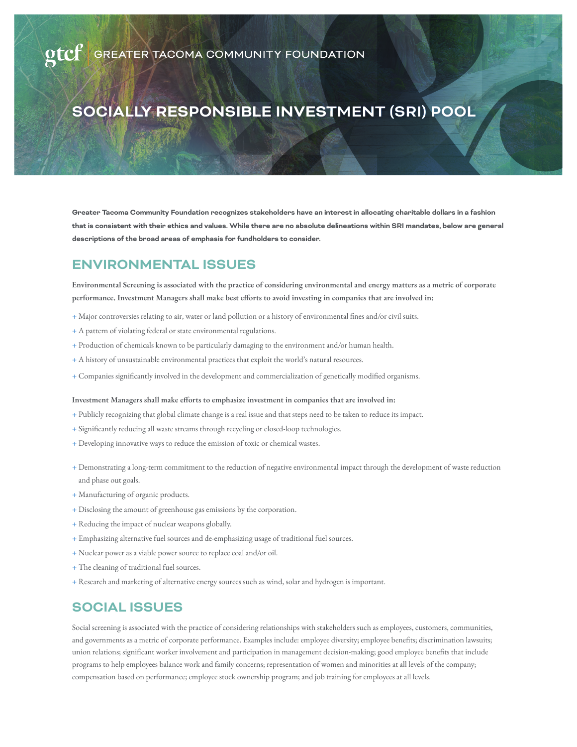gtcf | GREATER TACOMA COMMUNITY FOUNDATION

# SOCIALLY RESPONSIBLE INVESTMENT (SRI) POOL

**Greater Tacoma Community Foundation recognizes stakeholders have an interest in allocating charitable dollars in a fashion that is consistent with their ethics and values. While there are no absolute delineations within SRI mandates, below are general descriptions of the broad areas of emphasis for fundholders to consider.**

## ENVIRONMENTAL ISSUES

**Environmental Screening is associated with the practice of considering environmental and energy matters as a metric of corporate performance. Investment Managers shall make best efforts to avoid investing in companies that are involved in:**

+ Major controversies relating to air, water or land pollution or a history of environmental fines and/or civil suits.
+ A pattern of violating federal or state environmental regulations.
+ Production of chemicals known to be particularly damaging to the environment and/or human health.
+ A history of unsustainable environmental practices that exploit the world's natural resources.
+ Companies significantly involved in the development and commercialization of genetically modified organisms.

**Investment Managers shall make efforts to emphasize investment in companies that are involved in:**

+ Publicly recognizing that global climate change is a real issue and that steps need to be taken to reduce its impact.
+ Significantly reducing all waste streams through recycling or closed-loop technologies.
+ Developing innovative ways to reduce the emission of toxic or chemical wastes.
+ Demonstrating a long-term commitment to the reduction of negative environmental impact through the development of waste reduction and phase out goals.
+ Manufacturing of organic products.
+ Disclosing the amount of greenhouse gas emissions by the corporation.
+ Reducing the impact of nuclear weapons globally.
+ Emphasizing alternative fuel sources and de-emphasizing usage of traditional fuel sources.
+ Nuclear power as a viable power source to replace coal and/or oil.
+ The cleaning of traditional fuel sources.
+ Research and marketing of alternative energy sources such as wind, solar and hydrogen is important.

## SOCIAL ISSUES

Social screening is associated with the practice of considering relationships with stakeholders such as employees, customers, communities, and governments as a metric of corporate performance. Examples include: employee diversity; employee benefits; discrimination lawsuits; union relations; significant worker involvement and participation in management decision-making; good employee benefits that include programs to help employees balance work and family concerns; representation of women and minorities at all levels of the company; compensation based on performance; employee stock ownership program; and job training for employees at all levels.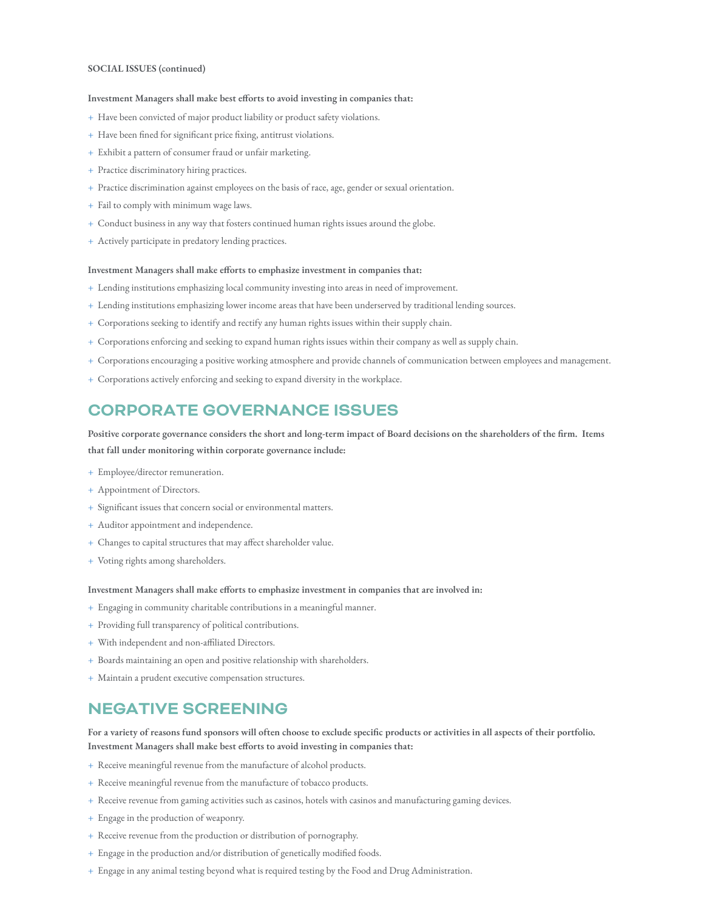**SOCIAL ISSUES (continued)**

**Investment Managers shall make best efforts to avoid investing in companies that:**

- Have been convicted of major product liability or product safety violations.
- Have been fined for significant price fixing, antitrust violations.
- Exhibit a pattern of consumer fraud or unfair marketing.
- Practice discriminatory hiring practices.
- Practice discrimination against employees on the basis of race, age, gender or sexual orientation.
- Fail to comply with minimum wage laws.
- Conduct business in any way that fosters continued human rights issues around the globe.
- Actively participate in predatory lending practices.

**Investment Managers shall make efforts to emphasize investment in companies that:**

- Lending institutions emphasizing local community investing into areas in need of improvement.
- Lending institutions emphasizing lower income areas that have been underserved by traditional lending sources.
- Corporations seeking to identify and rectify any human rights issues within their supply chain.
- Corporations enforcing and seeking to expand human rights issues within their company as well as supply chain.
- Corporations encouraging a positive working atmosphere and provide channels of communication between employees and management.
- Corporations actively enforcing and seeking to expand diversity in the workplace.

## CORPORATE GOVERNANCE ISSUES

**Positive corporate governance considers the short and long-term impact of Board decisions on the shareholders of the firm. Items that fall under monitoring within corporate governance include:**

- Employee/director remuneration.
- Appointment of Directors.
- Significant issues that concern social or environmental matters.
- Auditor appointment and independence.
- Changes to capital structures that may affect shareholder value.
- Voting rights among shareholders.

**Investment Managers shall make efforts to emphasize investment in companies that are involved in:**

- Engaging in community charitable contributions in a meaningful manner.
- Providing full transparency of political contributions.
- With independent and non-affiliated Directors.
- Boards maintaining an open and positive relationship with shareholders.
- Maintain a prudent executive compensation structures.

## NEGATIVE SCREENING

**For a variety of reasons fund sponsors will often choose to exclude specific products or activities in all aspects of their portfolio. Investment Managers shall make best efforts to avoid investing in companies that:**

- Receive meaningful revenue from the manufacture of alcohol products.
- Receive meaningful revenue from the manufacture of tobacco products.
- Receive revenue from gaming activities such as casinos, hotels with casinos and manufacturing gaming devices.
- Engage in the production of weaponry.
- Receive revenue from the production or distribution of pornography.
- Engage in the production and/or distribution of genetically modified foods.
- Engage in any animal testing beyond what is required testing by the Food and Drug Administration.